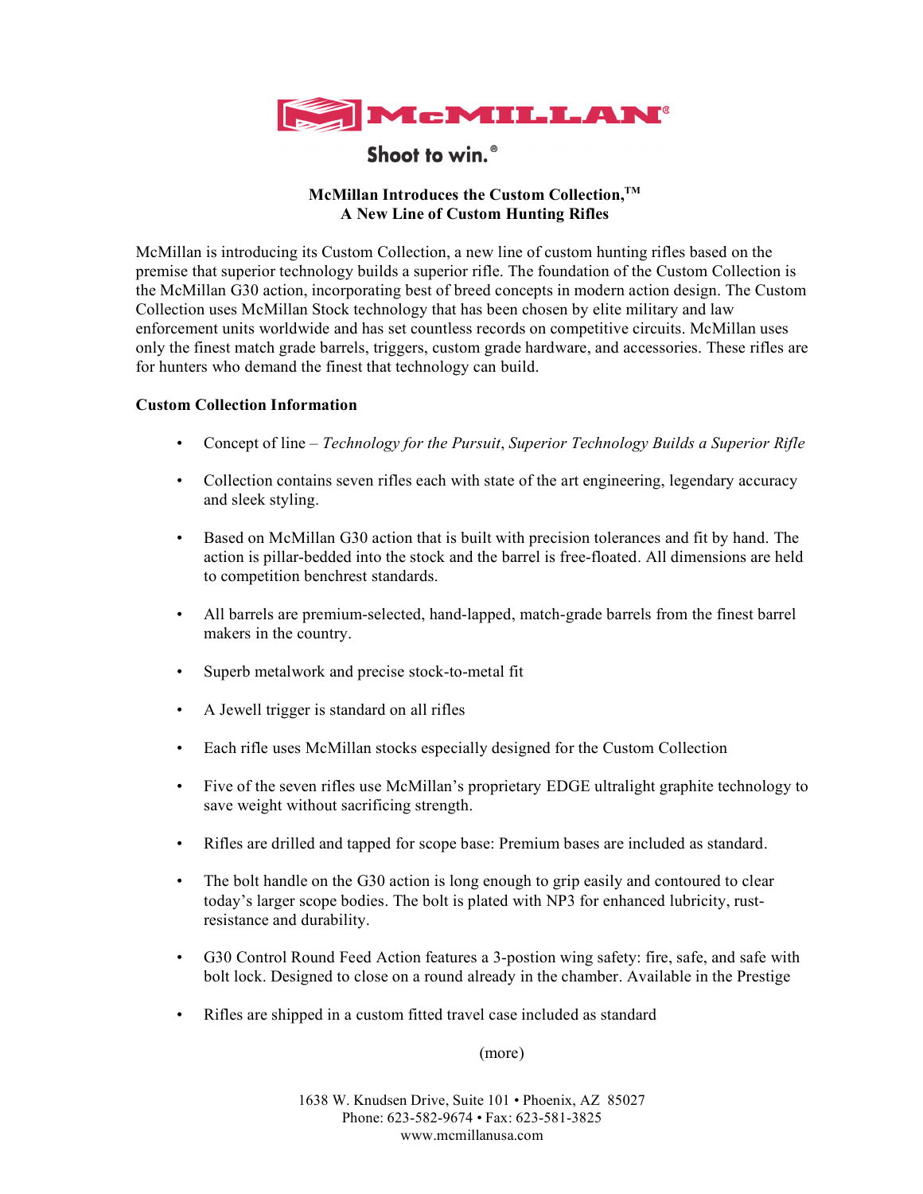McMILLAN®

Shoot to win.®

## McMillan Introduces the Custom Collection,™ A New Line of Custom Hunting Rifles

McMillan is introducing its Custom Collection, a new line of custom hunting rifles based on the premise that superior technology builds a superior rifle. The foundation of the Custom Collection is the McMillan G30 action, incorporating best of breed concepts in modern action design. The Custom Collection uses McMillan Stock technology that has been chosen by elite military and law enforcement units worldwide and has set countless records on competitive circuits. McMillan uses only the finest match grade barrels, triggers, custom grade hardware, and accessories. These rifles are for hunters who demand the finest that technology can build.

**Custom Collection Information**

- Concept of line – *Technology for the Pursuit*, *Superior Technology Builds a Superior Rifle*
- Collection contains seven rifles each with state of the art engineering, legendary accuracy and sleek styling.
- Based on McMillan G30 action that is built with precision tolerances and fit by hand. The action is pillar-bedded into the stock and the barrel is free-floated. All dimensions are held to competition benchrest standards.
- All barrels are premium-selected, hand-lapped, match-grade barrels from the finest barrel makers in the country.
- Superb metalwork and precise stock-to-metal fit
- A Jewell trigger is standard on all rifles
- Each rifle uses McMillan stocks especially designed for the Custom Collection
- Five of the seven rifles use McMillan's proprietary EDGE ultralight graphite technology to save weight without sacrificing strength.
- Rifles are drilled and tapped for scope base: Premium bases are included as standard.
- The bolt handle on the G30 action is long enough to grip easily and contoured to clear today's larger scope bodies. The bolt is plated with NP3 for enhanced lubricity, rust-resistance and durability.
- G30 Control Round Feed Action features a 3-postion wing safety: fire, safe, and safe with bolt lock. Designed to close on a round already in the chamber. Available in the Prestige
- Rifles are shipped in a custom fitted travel case included as standard

(more)

1638 W. Knudsen Drive, Suite 101 • Phoenix, AZ 85027
Phone: 623-582-9674 • Fax: 623-581-3825
www.mcmillanusa.com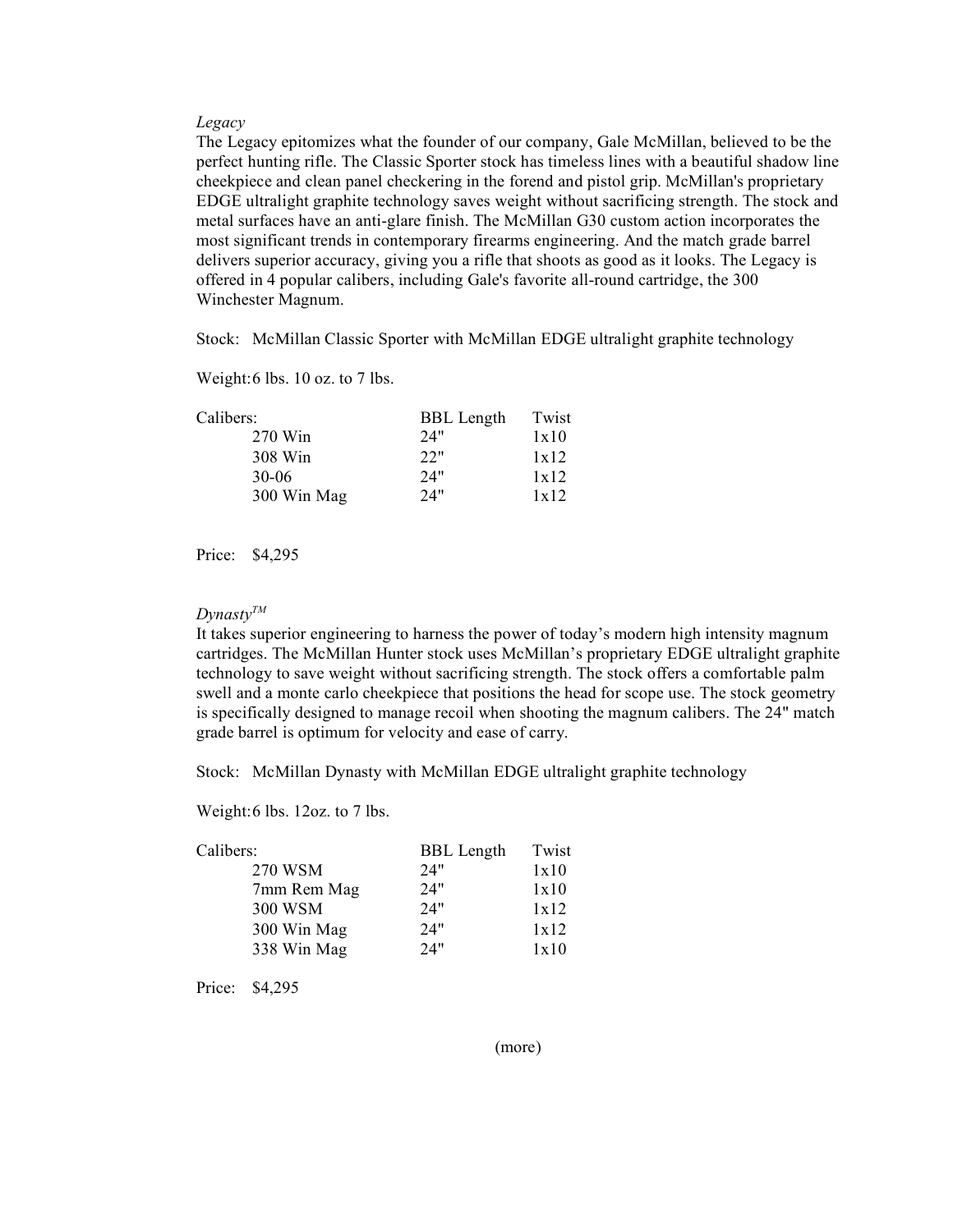*Legacy*

The Legacy epitomizes what the founder of our company, Gale McMillan, believed to be the perfect hunting rifle. The Classic Sporter stock has timeless lines with a beautiful shadow line cheekpiece and clean panel checkering in the forend and pistol grip. McMillan's proprietary EDGE ultralight graphite technology saves weight without sacrificing strength. The stock and metal surfaces have an anti-glare finish. The McMillan G30 custom action incorporates the most significant trends in contemporary firearms engineering. And the match grade barrel delivers superior accuracy, giving you a rifle that shoots as good as it looks. The Legacy is offered in 4 popular calibers, including Gale's favorite all-round cartridge, the 300 Winchester Magnum.

Stock: McMillan Classic Sporter with McMillan EDGE ultralight graphite technology

Weight: 6 lbs. 10 oz. to 7 lbs.

| Calibers: | BBL Length | Twist |
|---|---|---|
| 270 Win | 24" | 1x10 |
| 308 Win | 22" | 1x12 |
| 30-06 | 24" | 1x12 |
| 300 Win Mag | 24" | 1x12 |

Price: $4,295

*Dynasty™*

It takes superior engineering to harness the power of today's modern high intensity magnum cartridges. The McMillan Hunter stock uses McMillan's proprietary EDGE ultralight graphite technology to save weight without sacrificing strength. The stock offers a comfortable palm swell and a monte carlo cheekpiece that positions the head for scope use. The stock geometry is specifically designed to manage recoil when shooting the magnum calibers. The 24" match grade barrel is optimum for velocity and ease of carry.

Stock: McMillan Dynasty with McMillan EDGE ultralight graphite technology

Weight: 6 lbs. 12oz. to 7 lbs.

| Calibers: | BBL Length | Twist |
|---|---|---|
| 270 WSM | 24" | 1x10 |
| 7mm Rem Mag | 24" | 1x10 |
| 300 WSM | 24" | 1x12 |
| 300 Win Mag | 24" | 1x12 |
| 338 Win Mag | 24" | 1x10 |

Price: $4,295

(more)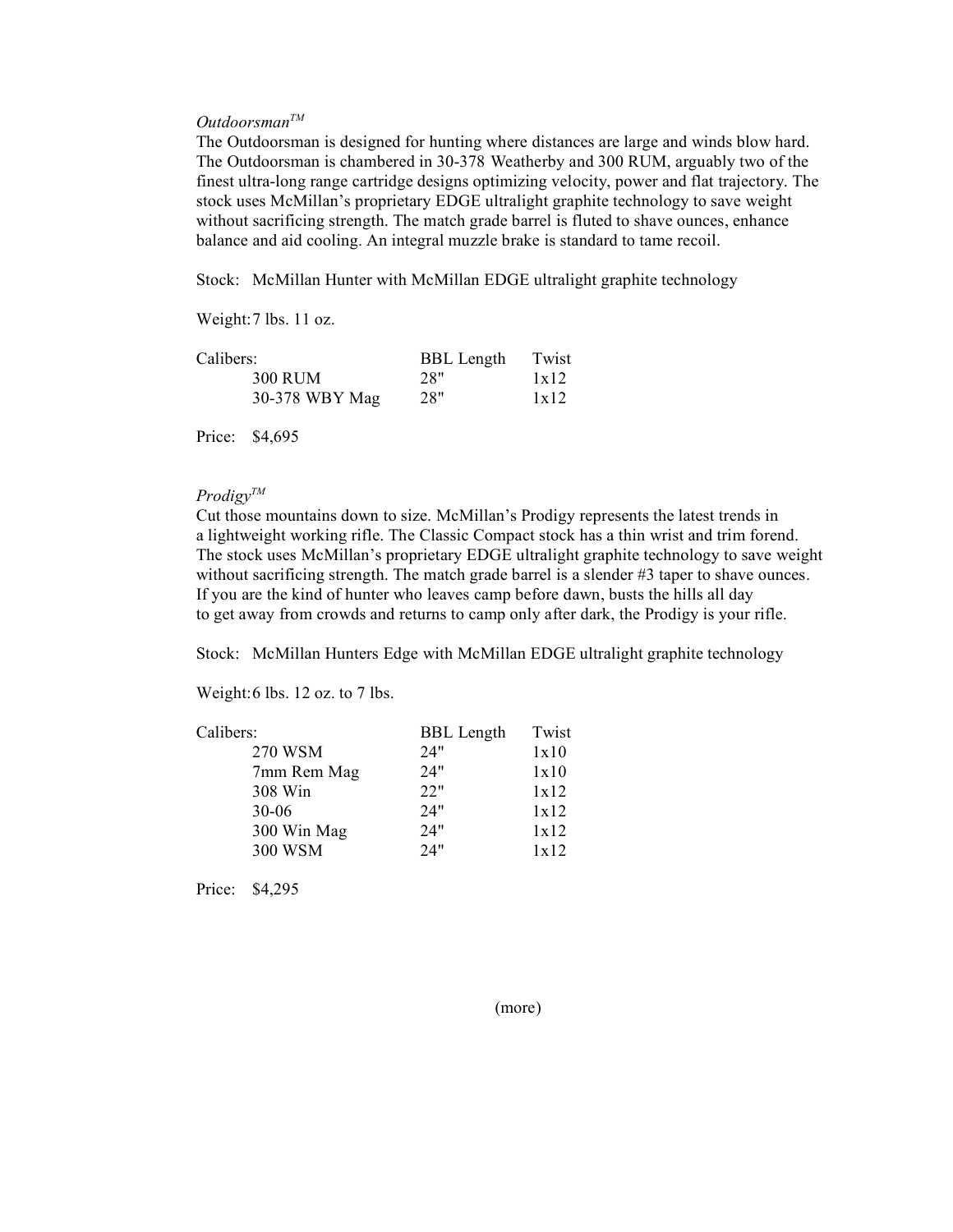*Outdoorsman™*

The Outdoorsman is designed for hunting where distances are large and winds blow hard. The Outdoorsman is chambered in 30-378 Weatherby and 300 RUM, arguably two of the finest ultra-long range cartridge designs optimizing velocity, power and flat trajectory. The stock uses McMillan's proprietary EDGE ultralight graphite technology to save weight without sacrificing strength. The match grade barrel is fluted to shave ounces, enhance balance and aid cooling. An integral muzzle brake is standard to tame recoil.

Stock: McMillan Hunter with McMillan EDGE ultralight graphite technology

Weight: 7 lbs. 11 oz.

| Calibers: | BBL Length | Twist |
|---|---|---|
| 300 RUM | 28" | 1x12 |
| 30-378 WBY Mag | 28" | 1x12 |

Price: $4,695

*Prodigy™*

Cut those mountains down to size. McMillan's Prodigy represents the latest trends in a lightweight working rifle. The Classic Compact stock has a thin wrist and trim forend. The stock uses McMillan's proprietary EDGE ultralight graphite technology to save weight without sacrificing strength. The match grade barrel is a slender #3 taper to shave ounces. If you are the kind of hunter who leaves camp before dawn, busts the hills all day to get away from crowds and returns to camp only after dark, the Prodigy is your rifle.

Stock: McMillan Hunters Edge with McMillan EDGE ultralight graphite technology

Weight: 6 lbs. 12 oz. to 7 lbs.

| Calibers: | BBL Length | Twist |
|---|---|---|
| 270 WSM | 24" | 1x10 |
| 7mm Rem Mag | 24" | 1x10 |
| 308 Win | 22" | 1x12 |
| 30-06 | 24" | 1x12 |
| 300 Win Mag | 24" | 1x12 |
| 300 WSM | 24" | 1x12 |

Price: $4,295

(more)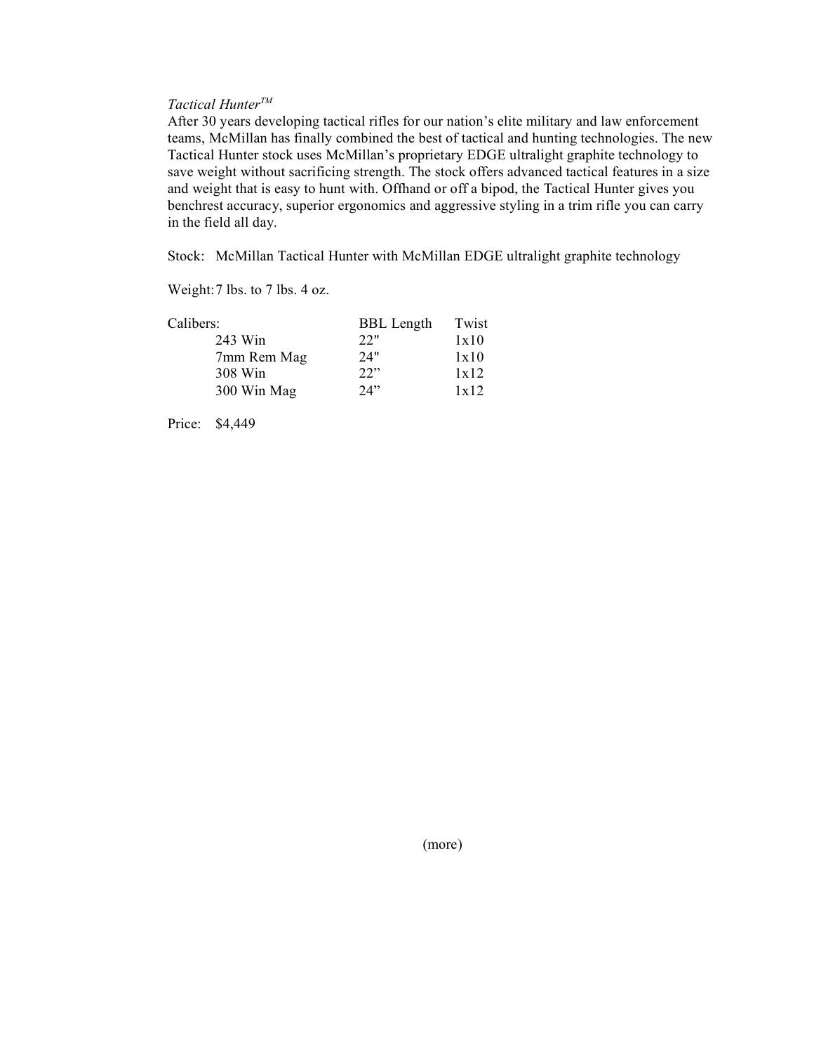*Tactical Hunter™*

After 30 years developing tactical rifles for our nation's elite military and law enforcement teams, McMillan has finally combined the best of tactical and hunting technologies. The new Tactical Hunter stock uses McMillan's proprietary EDGE ultralight graphite technology to save weight without sacrificing strength. The stock offers advanced tactical features in a size and weight that is easy to hunt with. Offhand or off a bipod, the Tactical Hunter gives you benchrest accuracy, superior ergonomics and aggressive styling in a trim rifle you can carry in the field all day.

Stock: McMillan Tactical Hunter with McMillan EDGE ultralight graphite technology

Weight: 7 lbs. to 7 lbs. 4 oz.

| Calibers: | BBL Length | Twist |
|---|---|---|
| 243 Win | 22" | 1x10 |
| 7mm Rem Mag | 24" | 1x10 |
| 308 Win | 22" | 1x12 |
| 300 Win Mag | 24" | 1x12 |

Price: $4,449

(more)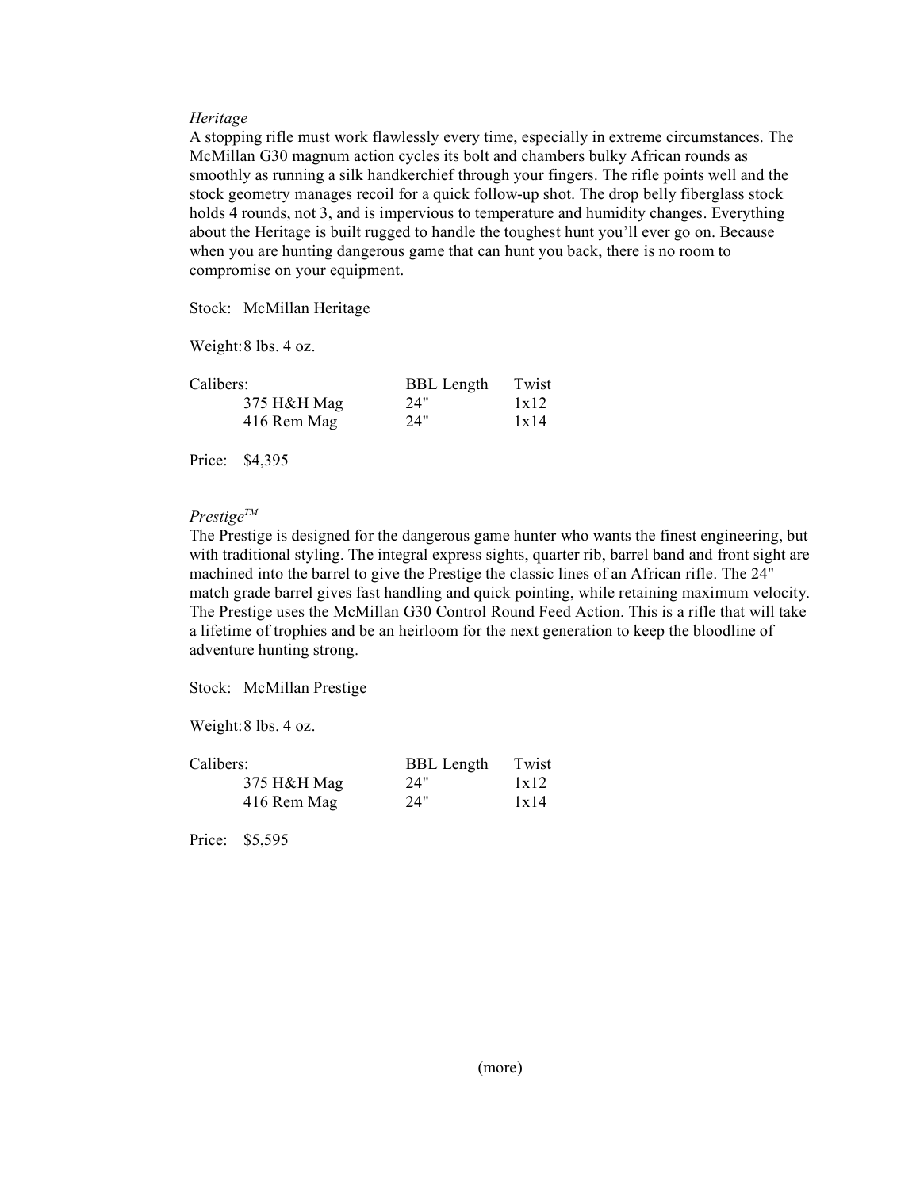*Heritage*

A stopping rifle must work flawlessly every time, especially in extreme circumstances. The McMillan G30 magnum action cycles its bolt and chambers bulky African rounds as smoothly as running a silk handkerchief through your fingers. The rifle points well and the stock geometry manages recoil for a quick follow-up shot. The drop belly fiberglass stock holds 4 rounds, not 3, and is impervious to temperature and humidity changes. Everything about the Heritage is built rugged to handle the toughest hunt you'll ever go on. Because when you are hunting dangerous game that can hunt you back, there is no room to compromise on your equipment.

Stock: McMillan Heritage

Weight: 8 lbs. 4 oz.

| Calibers: | BBL Length | Twist |
|---|---|---|
| 375 H&H Mag | 24" | 1x12 |
| 416 Rem Mag | 24" | 1x14 |

Price: $4,395

*Prestige™*

The Prestige is designed for the dangerous game hunter who wants the finest engineering, but with traditional styling. The integral express sights, quarter rib, barrel band and front sight are machined into the barrel to give the Prestige the classic lines of an African rifle. The 24" match grade barrel gives fast handling and quick pointing, while retaining maximum velocity. The Prestige uses the McMillan G30 Control Round Feed Action. This is a rifle that will take a lifetime of trophies and be an heirloom for the next generation to keep the bloodline of adventure hunting strong.

Stock: McMillan Prestige

Weight: 8 lbs. 4 oz.

| Calibers: | BBL Length | Twist |
|---|---|---|
| 375 H&H Mag | 24" | 1x12 |
| 416 Rem Mag | 24" | 1x14 |

Price: $5,595

(more)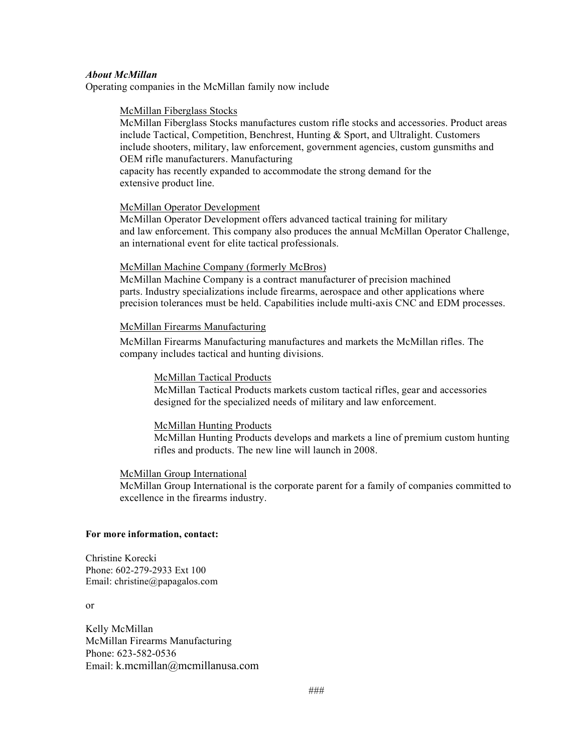***About McMillan***

Operating companies in the McMillan family now include

McMillan Fiberglass Stocks

McMillan Fiberglass Stocks manufactures custom rifle stocks and accessories. Product areas include Tactical, Competition, Benchrest, Hunting & Sport, and Ultralight. Customers include shooters, military, law enforcement, government agencies, custom gunsmiths and OEM rifle manufacturers. Manufacturing capacity has recently expanded to accommodate the strong demand for the extensive product line.

McMillan Operator Development

McMillan Operator Development offers advanced tactical training for military and law enforcement. This company also produces the annual McMillan Operator Challenge, an international event for elite tactical professionals.

McMillan Machine Company (formerly McBros)

McMillan Machine Company is a contract manufacturer of precision machined parts. Industry specializations include firearms, aerospace and other applications where precision tolerances must be held. Capabilities include multi-axis CNC and EDM processes.

McMillan Firearms Manufacturing

McMillan Firearms Manufacturing manufactures and markets the McMillan rifles. The company includes tactical and hunting divisions.

McMillan Tactical Products

McMillan Tactical Products markets custom tactical rifles, gear and accessories designed for the specialized needs of military and law enforcement.

McMillan Hunting Products

McMillan Hunting Products develops and markets a line of premium custom hunting rifles and products. The new line will launch in 2008.

McMillan Group International

McMillan Group International is the corporate parent for a family of companies committed to excellence in the firearms industry.

**For more information, contact:**

Christine Korecki
Phone: 602-279-2933 Ext 100
Email: christine@papagalos.com

or

Kelly McMillan
McMillan Firearms Manufacturing
Phone: 623-582-0536
Email: k.mcmillan@mcmillanusa.com

###